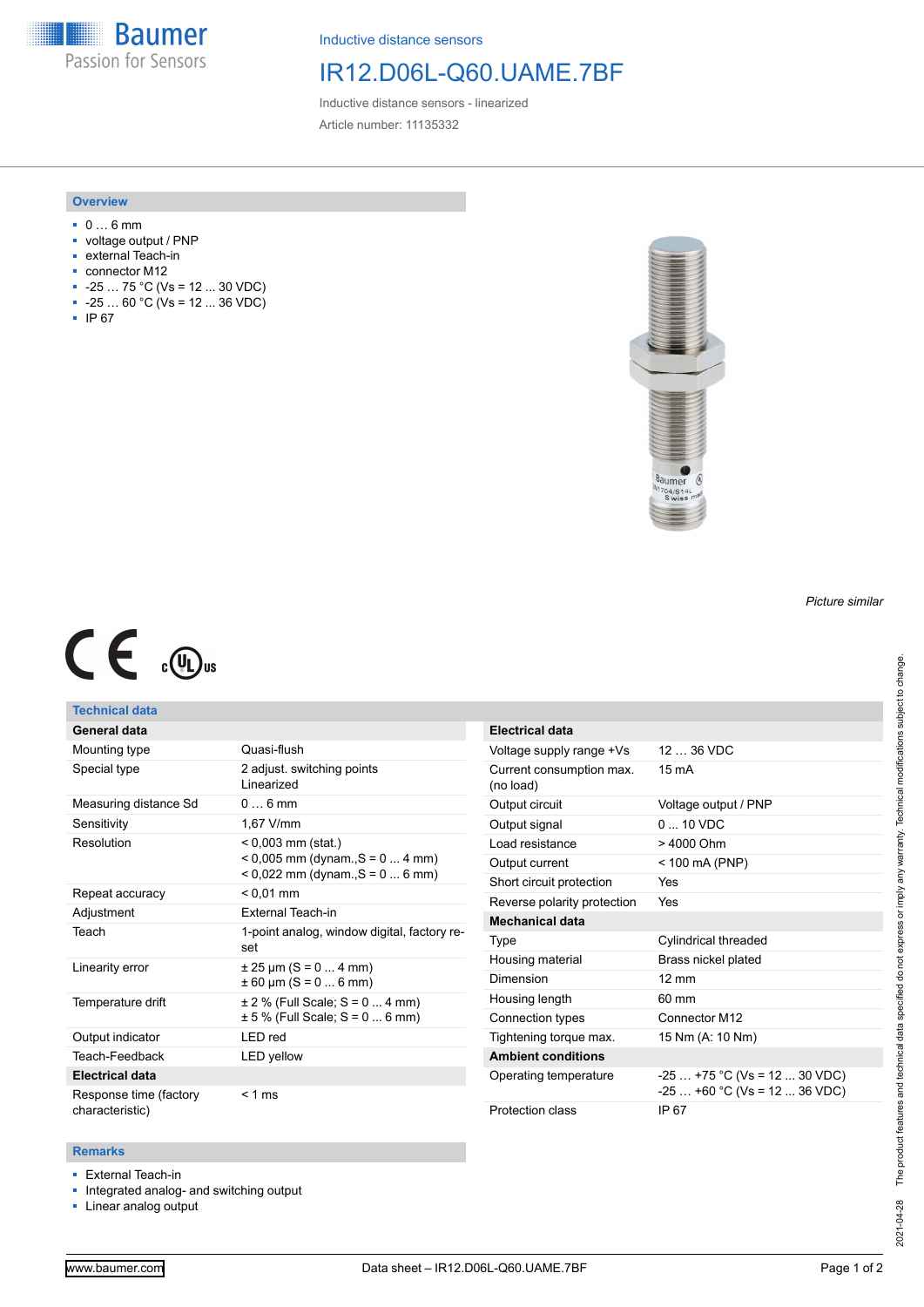Inductive distance sensors

# IR12.D06L-Q60.UAME.7BF

Inductive distance sensors - linearized

Article number: 11135332

## Overview

- 0 … 6 mm
- voltage output / PNP
- external Teach-in
- connector M12
- -25 … 75 °C (Vs = 12 ... 30 VDC)
- -25 … 60 °C (Vs = 12 ... 36 VDC)
- IP 67

*Picture similar*

## Technical data

| General data | |
|---|---|
| Mounting type | Quasi-flush |
| Special type | 2 adjust. switching points<br>Linearized |
| Measuring distance Sd | 0 … 6 mm |
| Sensitivity | 1,67 V/mm |
| Resolution | < 0,003 mm (stat.)<br>< 0,005 mm (dynam.,S = 0 ... 4 mm)<br>< 0,022 mm (dynam.,S = 0 ... 6 mm) |
| Repeat accuracy | < 0,01 mm |
| Adjustment | External Teach-in |
| Teach | 1-point analog, window digital, factory reset |
| Linearity error | ± 25 µm (S = 0 ... 4 mm)<br>± 60 µm (S = 0 ... 6 mm) |
| Temperature drift | ± 2 % (Full Scale; S = 0 ... 4 mm)<br>± 5 % (Full Scale; S = 0 ... 6 mm) |
| Output indicator | LED red |
| Teach-Feedback | LED yellow |
| **Electrical data** | |
| Response time (factory characteristic) | < 1 ms |

| Electrical data | |
|---|---|
| Voltage supply range +Vs | 12 … 36 VDC |
| Current consumption max. (no load) | 15 mA |
| Output circuit | Voltage output / PNP |
| Output signal | 0 ... 10 VDC |
| Load resistance | > 4000 Ohm |
| Output current | < 100 mA (PNP) |
| Short circuit protection | Yes |
| Reverse polarity protection | Yes |
| **Mechanical data** | |
| Type | Cylindrical threaded |
| Housing material | Brass nickel plated |
| Dimension | 12 mm |
| Housing length | 60 mm |
| Connection types | Connector M12 |
| Tightening torque max. | 15 Nm (A: 10 Nm) |
| **Ambient conditions** | |
| Operating temperature | -25 … +75 °C (Vs = 12 ... 30 VDC)<br>-25 … +60 °C (Vs = 12 ... 36 VDC) |
| Protection class | IP 67 |

## Remarks

- External Teach-in
- Integrated analog- and switching output
- Linear analog output

2021-04-28 The product features and technical data specified do not express or imply any warranty. Technical modifications subject to change.

www.baumer.com — Data sheet – IR12.D06L-Q60.UAME.7BF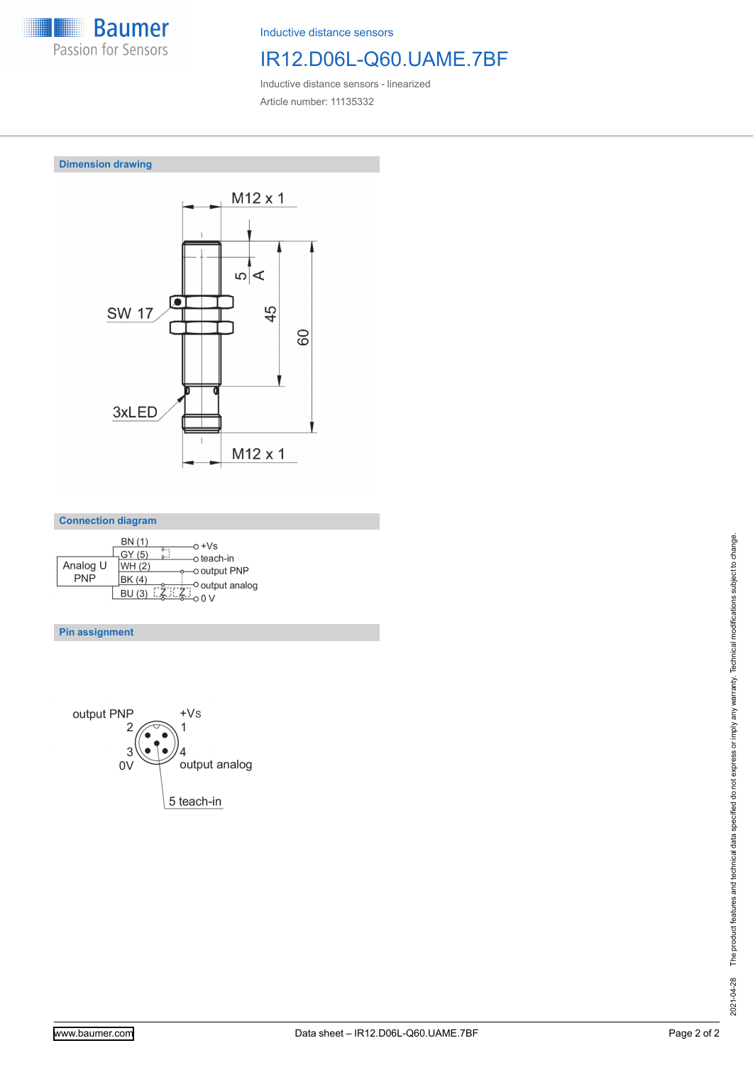Inductive distance sensors

# IR12.D06L-Q60.UAME.7BF

Inductive distance sensors - linearized

Article number: 11135332

## Dimension drawing

M12 x 1

5

A

45

60

SW 17

3xLED

M12 x 1

## Connection diagram

Analog U
PNP

BN (1) — +Vs
GY (5) — teach-in
WH (2) — output PNP
BK (4) — output analog
BU (3) — 0 V

Z Z

## Pin assignment

output PNP 2

+Vs 1

3 0V

4 output analog

5 teach-in

The product features and technical data specified do not express or imply any warranty. Technical modifications subject to change.

2021-04-28

www.baumer.com

Data sheet – IR12.D06L-Q60.UAME.7BF